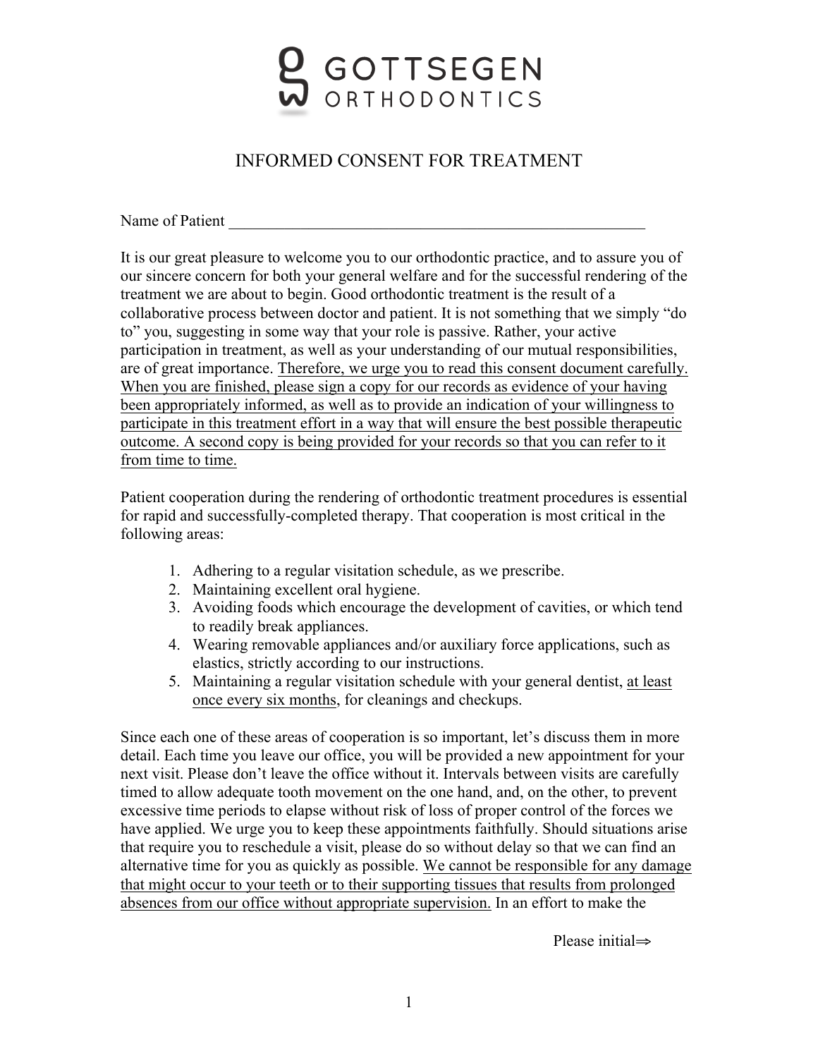GOTTSEGEN ORTHODONTICS

# INFORMED CONSENT FOR TREATMENT

Name of Patient _______________________________________________________

It is our great pleasure to welcome you to our orthodontic practice, and to assure you of our sincere concern for both your general welfare and for the successful rendering of the treatment we are about to begin. Good orthodontic treatment is the result of a collaborative process between doctor and patient. It is not something that we simply "do to" you, suggesting in some way that your role is passive. Rather, your active participation in treatment, as well as your understanding of our mutual responsibilities, are of great importance. <u>Therefore, we urge you to read this consent document carefully. When you are finished, please sign a copy for our records as evidence of your having been appropriately informed, as well as to provide an indication of your willingness to participate in this treatment effort in a way that will ensure the best possible therapeutic outcome. A second copy is being provided for your records so that you can refer to it from time to time.</u>

Patient cooperation during the rendering of orthodontic treatment procedures is essential for rapid and successfully-completed therapy. That cooperation is most critical in the following areas:

1. Adhering to a regular visitation schedule, as we prescribe.
2. Maintaining excellent oral hygiene.
3. Avoiding foods which encourage the development of cavities, or which tend to readily break appliances.
4. Wearing removable appliances and/or auxiliary force applications, such as elastics, strictly according to our instructions.
5. Maintaining a regular visitation schedule with your general dentist, <u>at least once every six months</u>, for cleanings and checkups.

Since each one of these areas of cooperation is so important, let's discuss them in more detail. Each time you leave our office, you will be provided a new appointment for your next visit. Please don't leave the office without it. Intervals between visits are carefully timed to allow adequate tooth movement on the one hand, and, on the other, to prevent excessive time periods to elapse without risk of loss of proper control of the forces we have applied. We urge you to keep these appointments faithfully. Should situations arise that require you to reschedule a visit, please do so without delay so that we can find an alternative time for you as quickly as possible. <u>We cannot be responsible for any damage that might occur to your teeth or to their supporting tissues that results from prolonged absences from our office without appropriate supervision.</u> In an effort to make the

Please initial⇒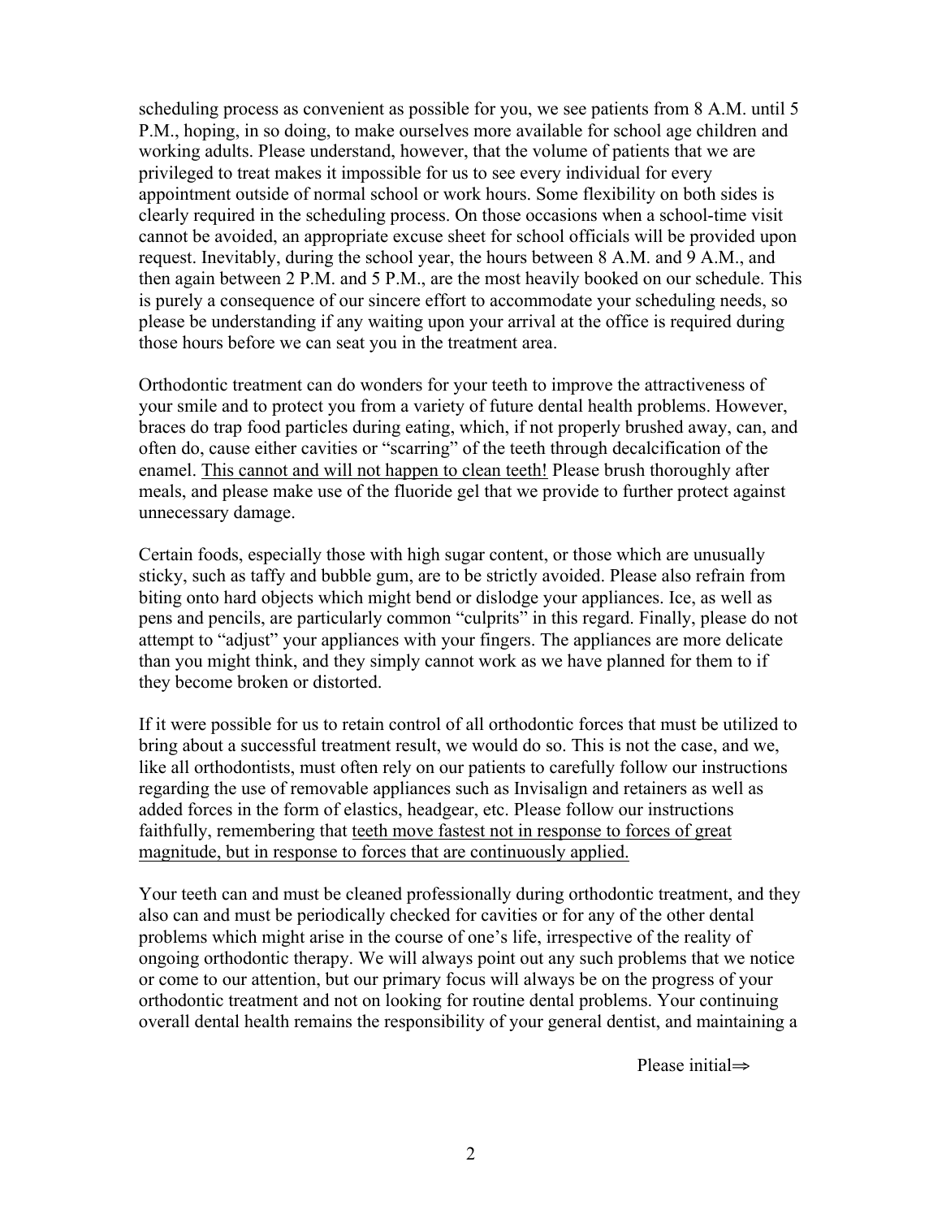scheduling process as convenient as possible for you, we see patients from 8 A.M. until 5 P.M., hoping, in so doing, to make ourselves more available for school age children and working adults. Please understand, however, that the volume of patients that we are privileged to treat makes it impossible for us to see every individual for every appointment outside of normal school or work hours. Some flexibility on both sides is clearly required in the scheduling process. On those occasions when a school-time visit cannot be avoided, an appropriate excuse sheet for school officials will be provided upon request. Inevitably, during the school year, the hours between 8 A.M. and 9 A.M., and then again between 2 P.M. and 5 P.M., are the most heavily booked on our schedule. This is purely a consequence of our sincere effort to accommodate your scheduling needs, so please be understanding if any waiting upon your arrival at the office is required during those hours before we can seat you in the treatment area.

Orthodontic treatment can do wonders for your teeth to improve the attractiveness of your smile and to protect you from a variety of future dental health problems. However, braces do trap food particles during eating, which, if not properly brushed away, can, and often do, cause either cavities or "scarring" of the teeth through decalcification of the enamel. <u>This cannot and will not happen to clean teeth!</u> Please brush thoroughly after meals, and please make use of the fluoride gel that we provide to further protect against unnecessary damage.

Certain foods, especially those with high sugar content, or those which are unusually sticky, such as taffy and bubble gum, are to be strictly avoided. Please also refrain from biting onto hard objects which might bend or dislodge your appliances. Ice, as well as pens and pencils, are particularly common "culprits" in this regard. Finally, please do not attempt to "adjust" your appliances with your fingers. The appliances are more delicate than you might think, and they simply cannot work as we have planned for them to if they become broken or distorted.

If it were possible for us to retain control of all orthodontic forces that must be utilized to bring about a successful treatment result, we would do so. This is not the case, and we, like all orthodontists, must often rely on our patients to carefully follow our instructions regarding the use of removable appliances such as Invisalign and retainers as well as added forces in the form of elastics, headgear, etc. Please follow our instructions faithfully, remembering that <u>teeth move fastest not in response to forces of great magnitude, but in response to forces that are continuously applied.</u>

Your teeth can and must be cleaned professionally during orthodontic treatment, and they also can and must be periodically checked for cavities or for any of the other dental problems which might arise in the course of one's life, irrespective of the reality of ongoing orthodontic therapy. We will always point out any such problems that we notice or come to our attention, but our primary focus will always be on the progress of your orthodontic treatment and not on looking for routine dental problems. Your continuing overall dental health remains the responsibility of your general dentist, and maintaining a

Please initial⇒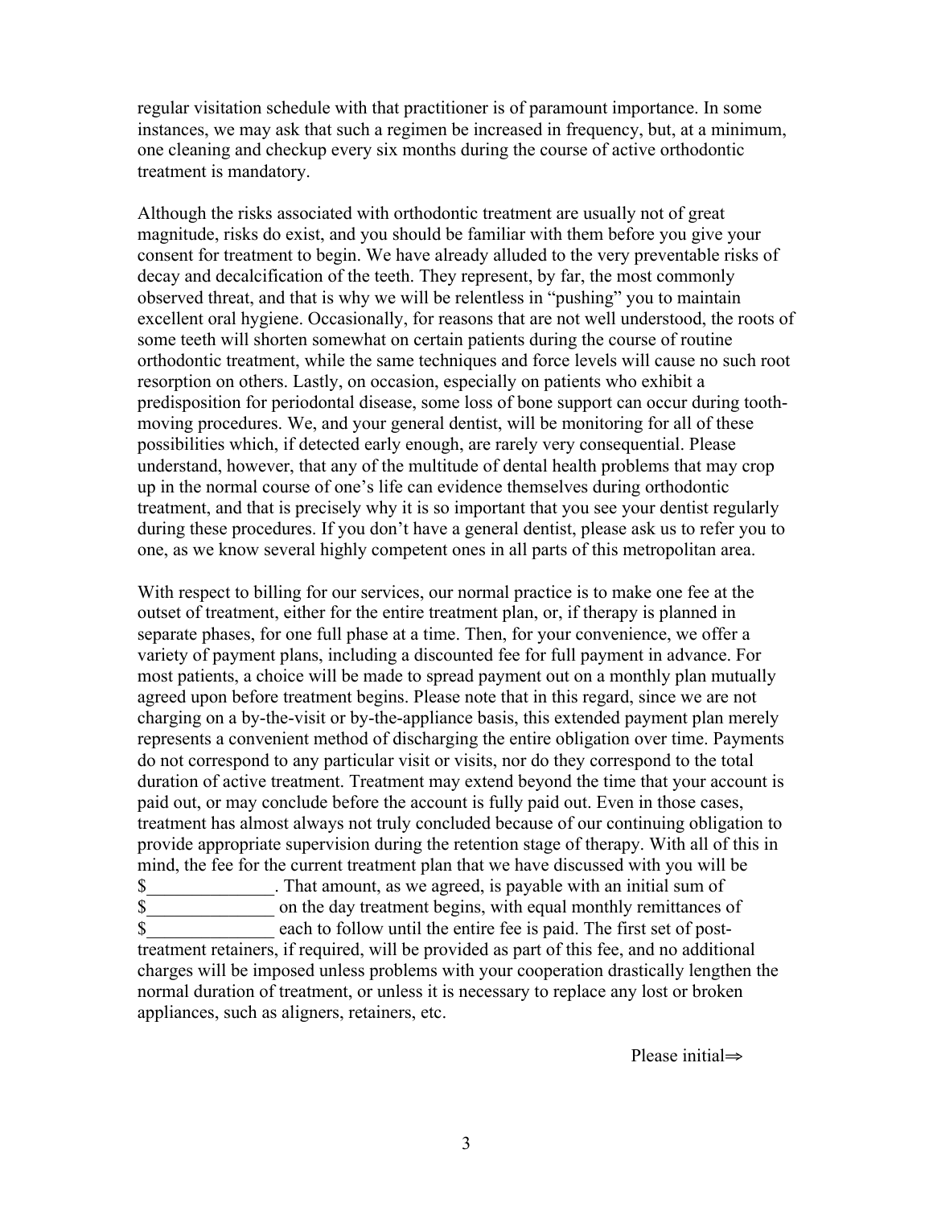regular visitation schedule with that practitioner is of paramount importance. In some instances, we may ask that such a regimen be increased in frequency, but, at a minimum, one cleaning and checkup every six months during the course of active orthodontic treatment is mandatory.

Although the risks associated with orthodontic treatment are usually not of great magnitude, risks do exist, and you should be familiar with them before you give your consent for treatment to begin. We have already alluded to the very preventable risks of decay and decalcification of the teeth. They represent, by far, the most commonly observed threat, and that is why we will be relentless in "pushing" you to maintain excellent oral hygiene. Occasionally, for reasons that are not well understood, the roots of some teeth will shorten somewhat on certain patients during the course of routine orthodontic treatment, while the same techniques and force levels will cause no such root resorption on others. Lastly, on occasion, especially on patients who exhibit a predisposition for periodontal disease, some loss of bone support can occur during tooth-moving procedures. We, and your general dentist, will be monitoring for all of these possibilities which, if detected early enough, are rarely very consequential. Please understand, however, that any of the multitude of dental health problems that may crop up in the normal course of one's life can evidence themselves during orthodontic treatment, and that is precisely why it is so important that you see your dentist regularly during these procedures. If you don't have a general dentist, please ask us to refer you to one, as we know several highly competent ones in all parts of this metropolitan area.

With respect to billing for our services, our normal practice is to make one fee at the outset of treatment, either for the entire treatment plan, or, if therapy is planned in separate phases, for one full phase at a time. Then, for your convenience, we offer a variety of payment plans, including a discounted fee for full payment in advance. For most patients, a choice will be made to spread payment out on a monthly plan mutually agreed upon before treatment begins. Please note that in this regard, since we are not charging on a by-the-visit or by-the-appliance basis, this extended payment plan merely represents a convenient method of discharging the entire obligation over time. Payments do not correspond to any particular visit or visits, nor do they correspond to the total duration of active treatment. Treatment may extend beyond the time that your account is paid out, or may conclude before the account is fully paid out. Even in those cases, treatment has almost always not truly concluded because of our continuing obligation to provide appropriate supervision during the retention stage of therapy. With all of this in mind, the fee for the current treatment plan that we have discussed with you will be $______________. That amount, as we agreed, is payable with an initial sum of $______________ on the day treatment begins, with equal monthly remittances of $______________ each to follow until the entire fee is paid. The first set of post-treatment retainers, if required, will be provided as part of this fee, and no additional charges will be imposed unless problems with your cooperation drastically lengthen the normal duration of treatment, or unless it is necessary to replace any lost or broken appliances, such as aligners, retainers, etc.

Please initial⇒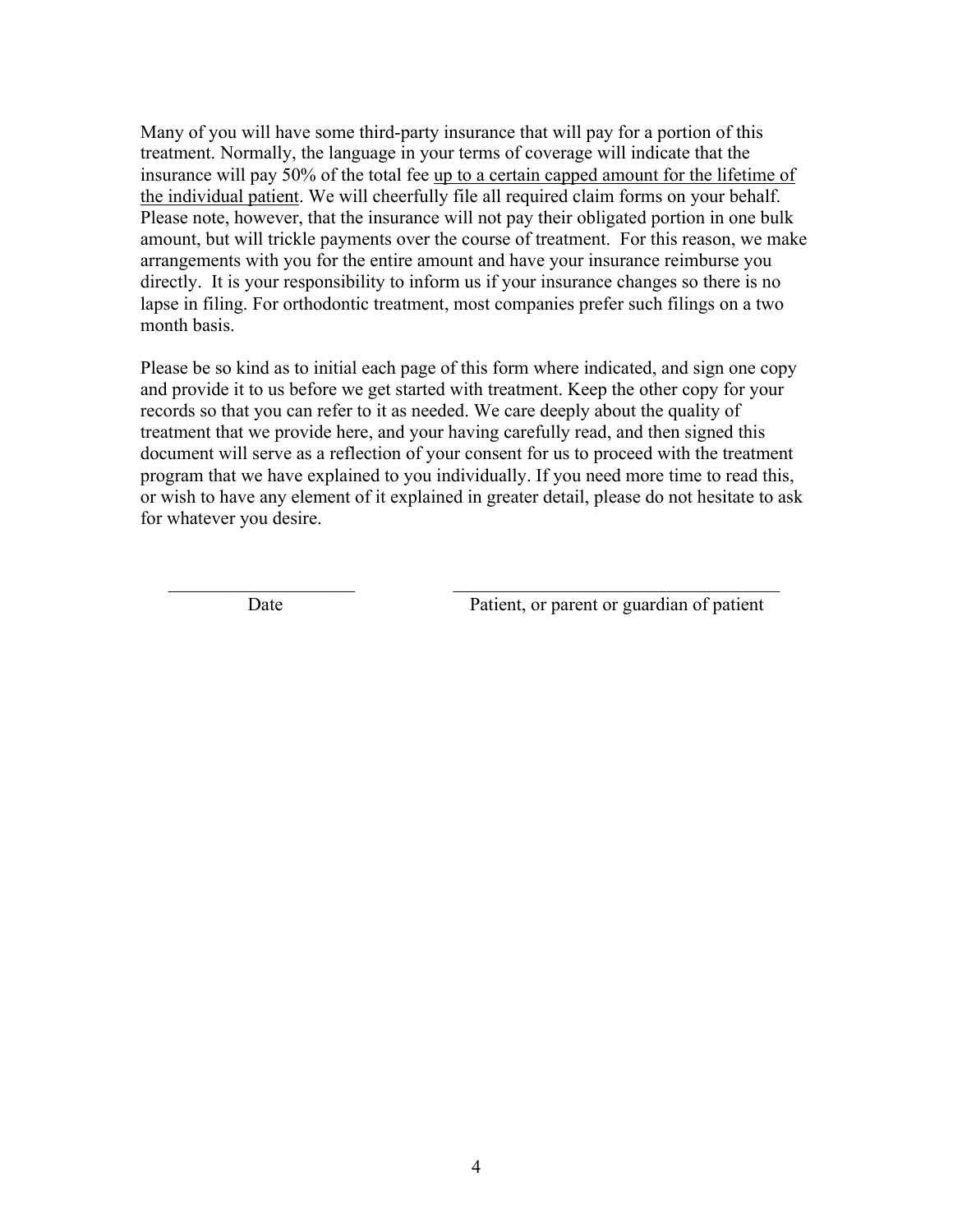Many of you will have some third-party insurance that will pay for a portion of this treatment. Normally, the language in your terms of coverage will indicate that the insurance will pay 50% of the total fee <u>up to a certain capped amount for the lifetime of the individual patient</u>. We will cheerfully file all required claim forms on your behalf. Please note, however, that the insurance will not pay their obligated portion in one bulk amount, but will trickle payments over the course of treatment. For this reason, we make arrangements with you for the entire amount and have your insurance reimburse you directly. It is your responsibility to inform us if your insurance changes so there is no lapse in filing. For orthodontic treatment, most companies prefer such filings on a two month basis.

Please be so kind as to initial each page of this form where indicated, and sign one copy and provide it to us before we get started with treatment. Keep the other copy for your records so that you can refer to it as needed. We care deeply about the quality of treatment that we provide here, and your having carefully read, and then signed this document will serve as a reflection of your consent for us to proceed with the treatment program that we have explained to you individually. If you need more time to read this, or wish to have any element of it explained in greater detail, please do not hesitate to ask for whatever you desire.

_____________________ &nbsp;&nbsp;&nbsp;&nbsp;&nbsp;&nbsp;&nbsp;&nbsp; ____________________________________

Date &nbsp;&nbsp;&nbsp;&nbsp;&nbsp;&nbsp;&nbsp;&nbsp; Patient, or parent or guardian of patient